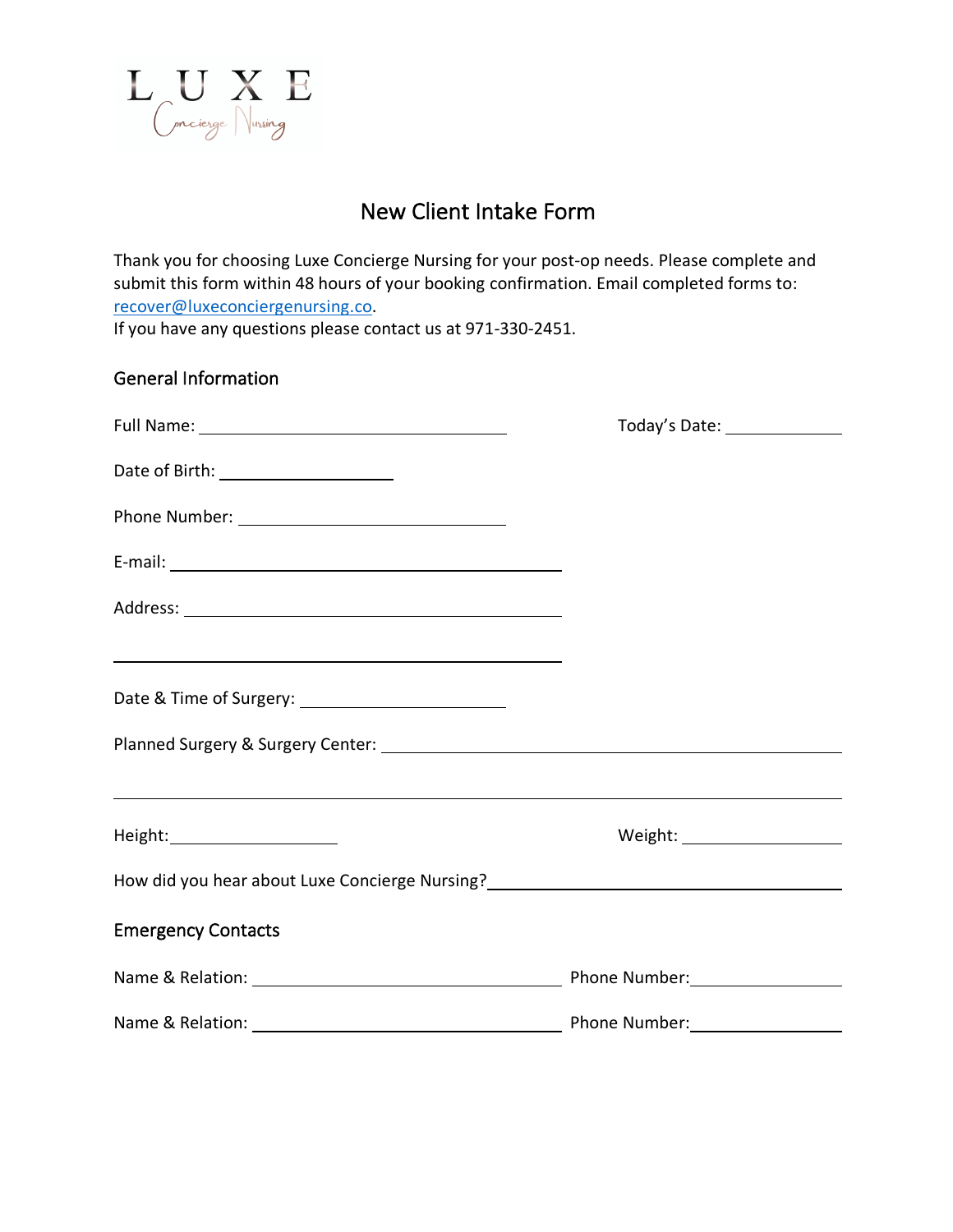LUXE
Concierge Nursing

# New Client Intake Form

Thank you for choosing Luxe Concierge Nursing for your post-op needs. Please complete and submit this form within 48 hours of your booking confirmation. Email completed forms to: recover@luxeconciergenursing.co.
If you have any questions please contact us at 971-330-2451.

## General Information

Full Name: ______________________________ Today's Date: ____________

Date of Birth: ________________

Phone Number: __________________________

E-mail: ________________________________________

Address: ______________________________________

_______________________________________________

Date & Time of Surgery: ____________________

Planned Surgery & Surgery Center: ____________________________________________

_________________________________________________________________________

Height: ________________ Weight: ________________

How did you hear about Luxe Concierge Nursing? ___________________________________

## Emergency Contacts

Name & Relation: ______________________________ Phone Number: ______________

Name & Relation: ______________________________ Phone Number: ______________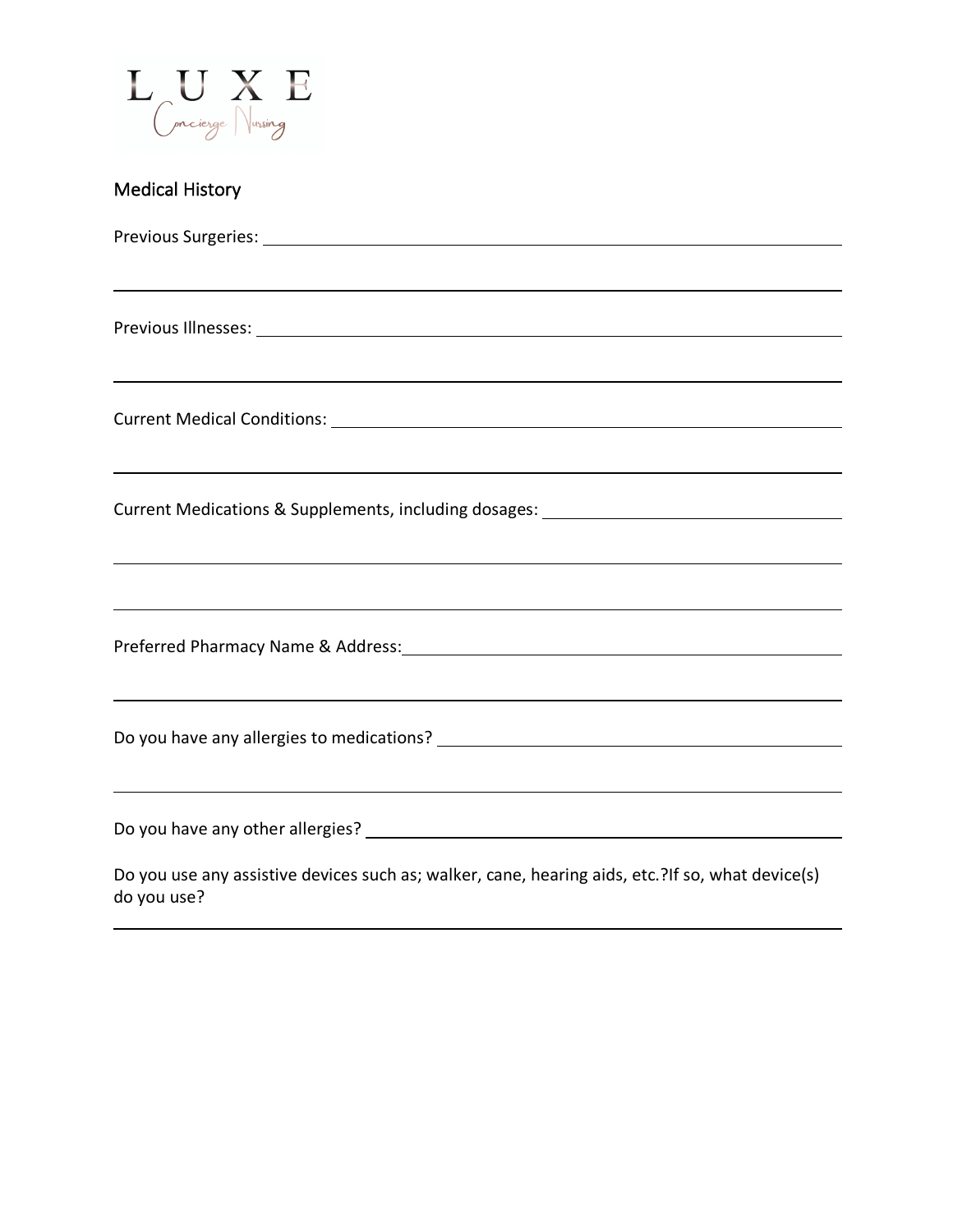LUXE
Concierge Nursing

## Medical History

Previous Surgeries: ______________________________________________

______________________________________________

Previous Illnesses: ______________________________________________

______________________________________________

Current Medical Conditions: ______________________________________________

______________________________________________

Current Medications & Supplements, including dosages: ______________________________________________

______________________________________________

______________________________________________

Preferred Pharmacy Name & Address:______________________________________________

______________________________________________

Do you have any allergies to medications? ______________________________________________

______________________________________________

Do you have any other allergies? ______________________________________________

Do you use any assistive devices such as; walker, cane, hearing aids, etc.?If so, what device(s) do you use?

______________________________________________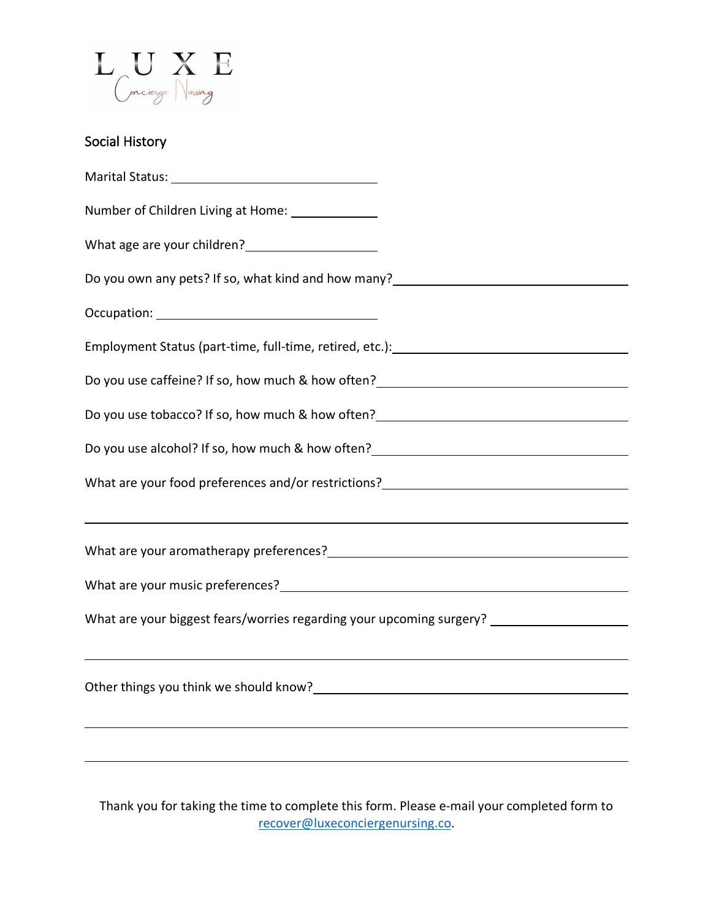LUXE
Concierge Nursing

## Social History

Marital Status: ______________________________

Number of Children Living at Home: ____________

What age are your children? ____________________

Do you own any pets? If so, what kind and how many? ______________________________

Occupation: ______________________________

Employment Status (part-time, full-time, retired, etc.): ______________________________

Do you use caffeine? If so, how much & how often? ______________________________

Do you use tobacco? If so, how much & how often? ______________________________

Do you use alcohol? If so, how much & how often? ______________________________

What are your food preferences and/or restrictions? ______________________________

______________________________________________________________

What are your aromatherapy preferences? ______________________________

What are your music preferences? ______________________________

What are your biggest fears/worries regarding your upcoming surgery? ____________________

______________________________________________________________

Other things you think we should know? ______________________________

______________________________________________________________

______________________________________________________________

Thank you for taking the time to complete this form. Please e-mail your completed form to recover@luxeconciergenursing.co.